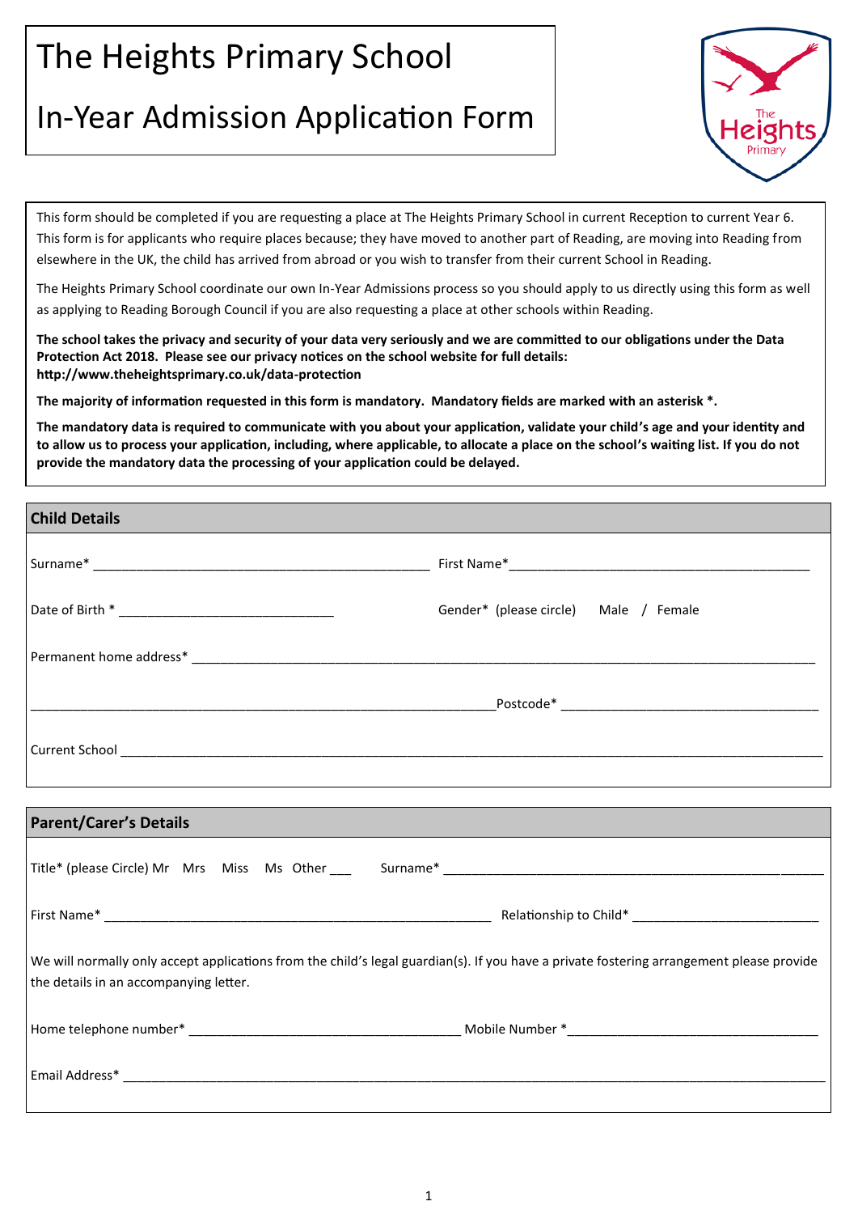# The Heights Primary School

# In-Year Admission Application Form

This form should be completed if you are requesting a place at The Heights Primary School in current Reception to current Year 6. This form is for applicants who require places because; they have moved to another part of Reading, are moving into Reading from elsewhere in the UK, the child has arrived from abroad or you wish to transfer from their current School in Reading.

The Heights Primary School coordinate our own In-Year Admissions process so you should apply to us directly using this form as well as applying to Reading Borough Council if you are also requesting a place at other schools within Reading.

**The school takes the privacy and security of your data very seriously and we are committed to our obligations under the Data Protection Act 2018. Please see our privacy notices on the school website for full details: http://www.theheightsprimary.co.uk/data-protection**

**The majority of information requested in this form is mandatory. Mandatory fields are marked with an asterisk *.**

**The mandatory data is required to communicate with you about your application, validate your child's age and your identity and to allow us to process your application, including, where applicable, to allocate a place on the school's waiting list. If you do not provide the mandatory data the processing of your application could be delayed.**

## Child Details

Surname* _______________________________ First Name* _______________________________

Date of Birth * _______________________ Gender* (please circle) Male / Female

Permanent home address* _______________________________________________________________

_______________________________________________ Postcode* _______________________

Current School _________________________________________________________________

## Parent/Carer's Details

Title* (please Circle) Mr Mrs Miss Ms Other ___ Surname* _______________________________

First Name* _______________________________ Relationship to Child* _______________________

We will normally only accept applications from the child's legal guardian(s). If you have a private fostering arrangement please provide the details in an accompanying letter.

Home telephone number* _______________________ Mobile Number *_______________________

Email Address* _______________________________________________________________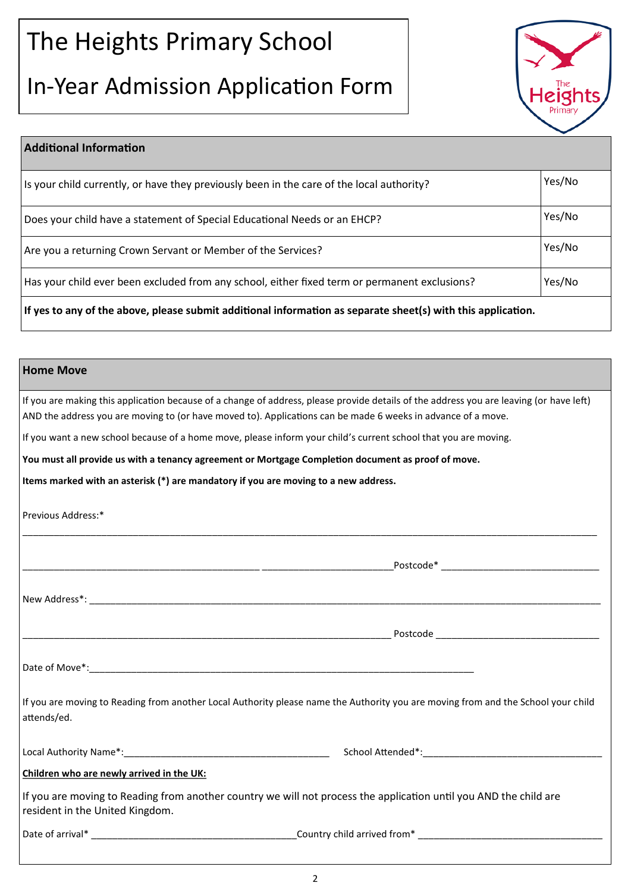# The Heights Primary School

# In-Year Admission Application Form

| Additional Information | |
|---|---|
| Is your child currently, or have they previously been in the care of the local authority? | Yes/No |
| Does your child have a statement of Special Educational Needs or an EHCP? | Yes/No |
| Are you a returning Crown Servant or Member of the Services? | Yes/No |
| Has your child ever been excluded from any school, either fixed term or permanent exclusions? | Yes/No |

**If yes to any of the above, please submit additional information as separate sheet(s) with this application.**

## Home Move

If you are making this application because of a change of address, please provide details of the address you are leaving (or have left) AND the address you are moving to (or have moved to). Applications can be made 6 weeks in advance of a move.

If you want a new school because of a home move, please inform your child's current school that you are moving.

**You must all provide us with a tenancy agreement or Mortgage Completion document as proof of move.**

**Items marked with an asterisk (*) are mandatory if you are moving to a new address.**

Previous Address:*

_______________________________________________________________________________________________

_____________________________________________ _________________________Postcode* ______________________________

New Address*: _______________________________________________________________________________________________

______________________________________________________________________ Postcode _______________________________

Date of Move*:__________________________________________________________________________

If you are moving to Reading from another Local Authority please name the Authority you are moving from and the School your child attends/ed.

Local Authority Name*:_______________________________________ School Attended*:__________________________________

**Children who are newly arrived in the UK:**

If you are moving to Reading from another country we will not process the application until you AND the child are resident in the United Kingdom.

Date of arrival* _______________________________________Country child arrived from* ___________________________________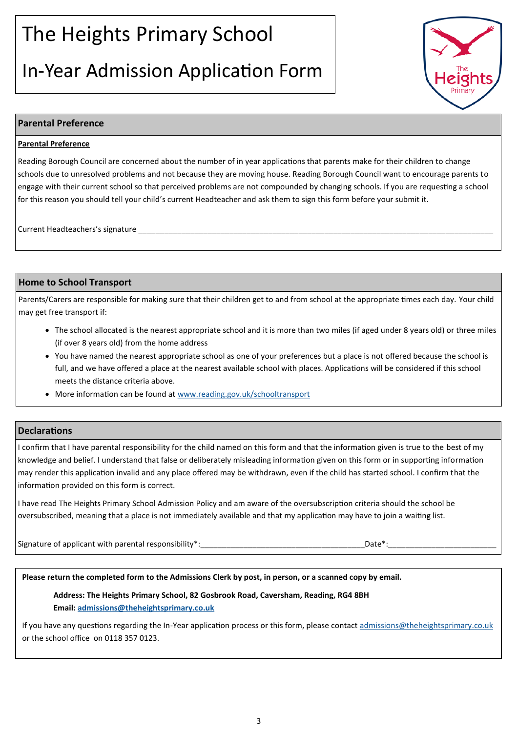# The Heights Primary School

## In-Year Admission Application Form

## Parental Preference

**Parental Preference**

Reading Borough Council are concerned about the number of in year applications that parents make for their children to change schools due to unresolved problems and not because they are moving house. Reading Borough Council want to encourage parents to engage with their current school so that perceived problems are not compounded by changing schools. If you are requesting a school for this reason you should tell your child's current Headteacher and ask them to sign this form before your submit it.

Current Headteachers's signature ____________________________________________________________

## Home to School Transport

Parents/Carers are responsible for making sure that their children get to and from school at the appropriate times each day. Your child may get free transport if:

- The school allocated is the nearest appropriate school and it is more than two miles (if aged under 8 years old) or three miles (if over 8 years old) from the home address
- You have named the nearest appropriate school as one of your preferences but a place is not offered because the school is full, and we have offered a place at the nearest available school with places. Applications will be considered if this school meets the distance criteria above.
- More information can be found at www.reading.gov.uk/schooltransport

## Declarations

I confirm that I have parental responsibility for the child named on this form and that the information given is true to the best of my knowledge and belief. I understand that false or deliberately misleading information given on this form or in supporting information may render this application invalid and any place offered may be withdrawn, even if the child has started school. I confirm that the information provided on this form is correct.

I have read The Heights Primary School Admission Policy and am aware of the oversubscription criteria should the school be oversubscribed, meaning that a place is not immediately available and that my application may have to join a waiting list.

Signature of applicant with parental responsibility*:_________________________________Date*:________________________

**Please return the completed form to the Admissions Clerk by post, in person, or a scanned copy by email.**

**Address: The Heights Primary School, 82 Gosbrook Road, Caversham, Reading, RG4 8BH**
**Email: admissions@theheightsprimary.co.uk**

If you have any questions regarding the In-Year application process or this form, please contact admissions@theheightsprimary.co.uk or the school office on 0118 357 0123.